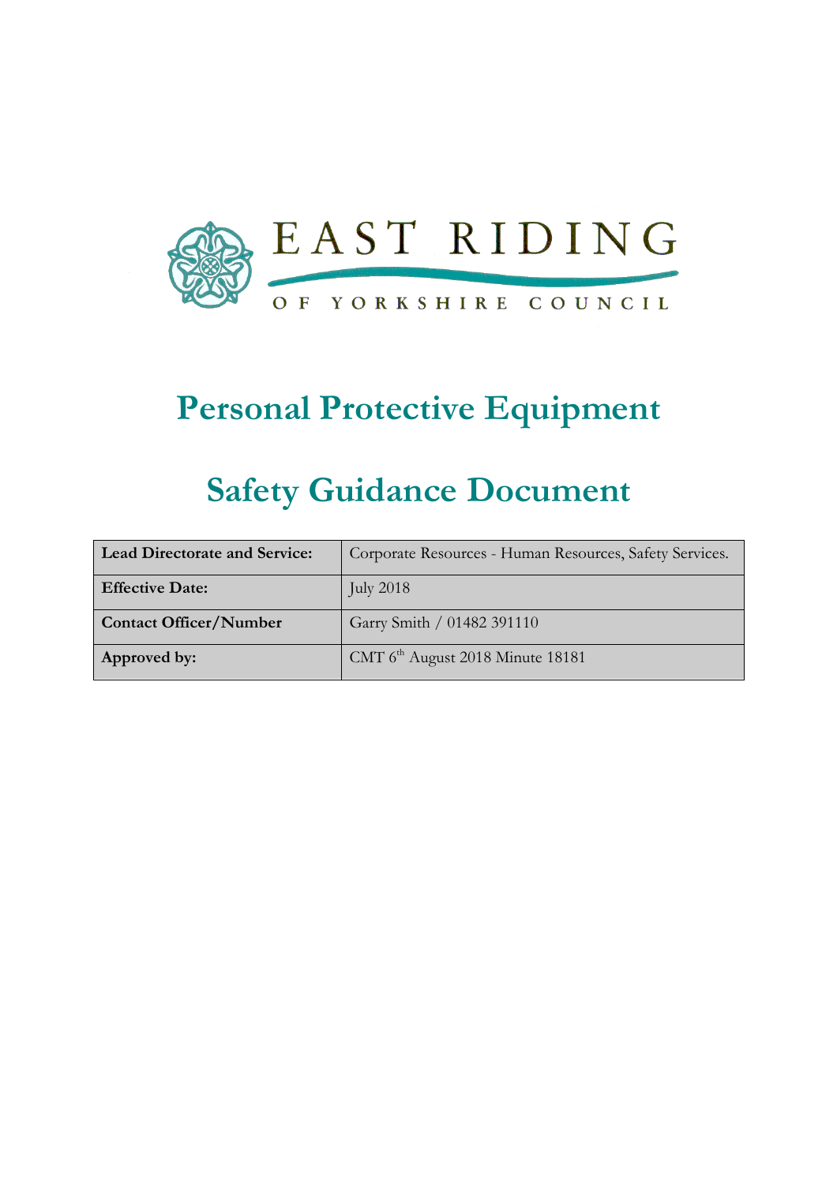EAST RIDING

OF YORKSHIRE COUNCIL

# Personal Protective Equipment

# Safety Guidance Document

| **Lead Directorate and Service:** | Corporate Resources - Human Resources, Safety Services. |
|---|---|
| **Effective Date:** | July 2018 |
| **Contact Officer/Number** | Garry Smith / 01482 391110 |
| **Approved by:** | CMT 6th August 2018 Minute 18181 |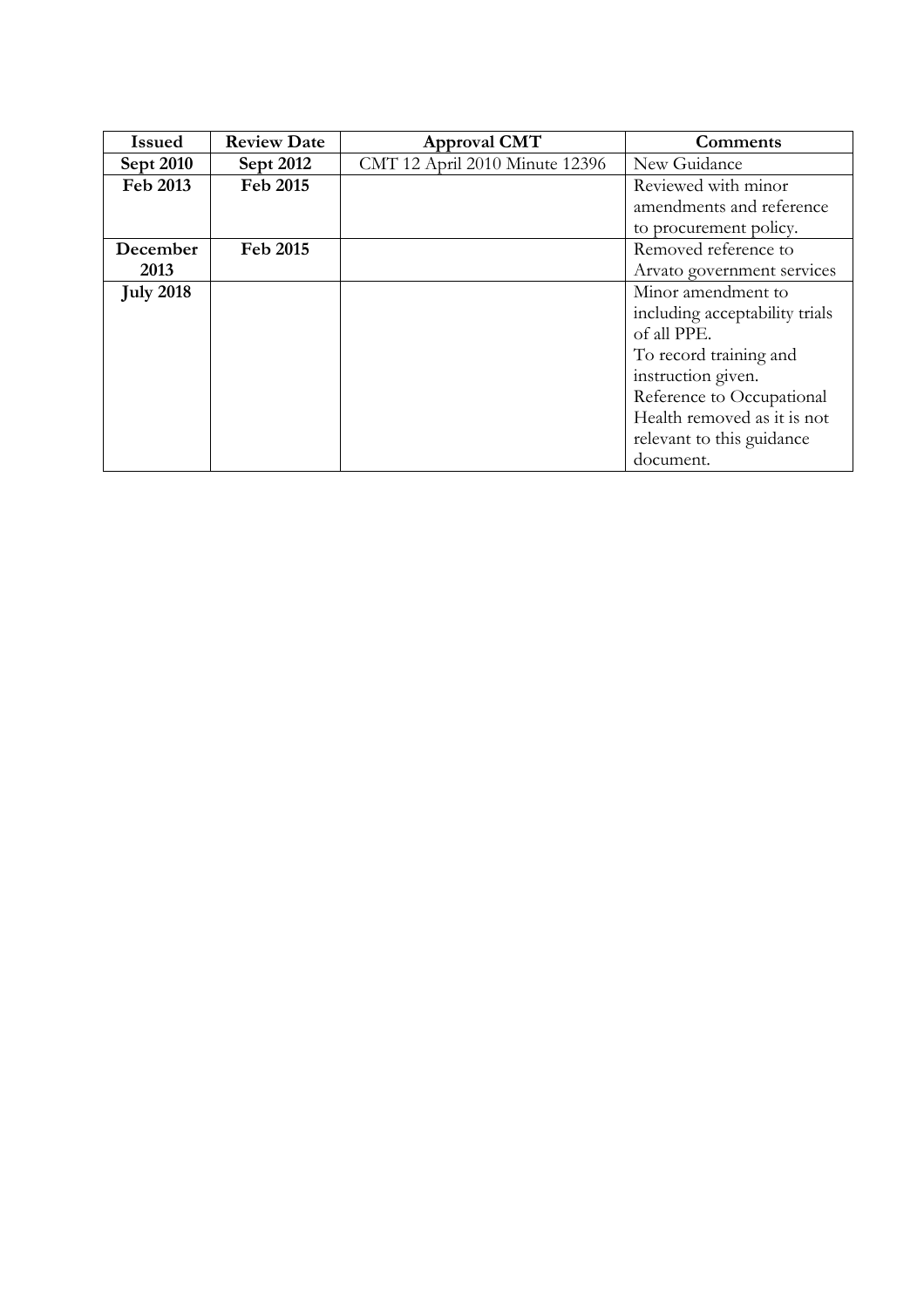| Issued | Review Date | Approval CMT | Comments |
|---|---|---|---|
| **Sept 2010** | **Sept 2012** | CMT 12 April 2010 Minute 12396 | New Guidance |
| **Feb 2013** | **Feb 2015** | | Reviewed with minor amendments and reference to procurement policy. |
| **December 2013** | **Feb 2015** | | Removed reference to Arvato government services |
| **July 2018** | | | Minor amendment to including acceptability trials of all PPE. To record training and instruction given. Reference to Occupational Health removed as it is not relevant to this guidance document. |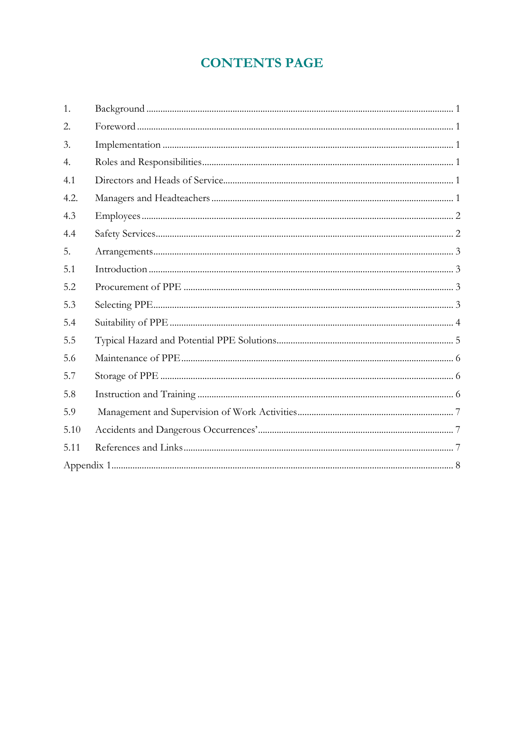# CONTENTS PAGE

| | | |
|---|---|---|
| 1. | Background | 1 |
| 2. | Foreword | 1 |
| 3. | Implementation | 1 |
| 4. | Roles and Responsibilities | 1 |
| 4.1 | Directors and Heads of Service | 1 |
| 4.2. | Managers and Headteachers | 1 |
| 4.3 | Employees | 2 |
| 4.4 | Safety Services | 2 |
| 5. | Arrangements | 3 |
| 5.1 | Introduction | 3 |
| 5.2 | Procurement of PPE | 3 |
| 5.3 | Selecting PPE | 3 |
| 5.4 | Suitability of PPE | 4 |
| 5.5 | Typical Hazard and Potential PPE Solutions | 5 |
| 5.6 | Maintenance of PPE | 6 |
| 5.7 | Storage of PPE | 6 |
| 5.8 | Instruction and Training | 6 |
| 5.9 | Management and Supervision of Work Activities | 7 |
| 5.10 | Accidents and Dangerous Occurrences' | 7 |
| 5.11 | References and Links | 7 |
| Appendix 1 | | 8 |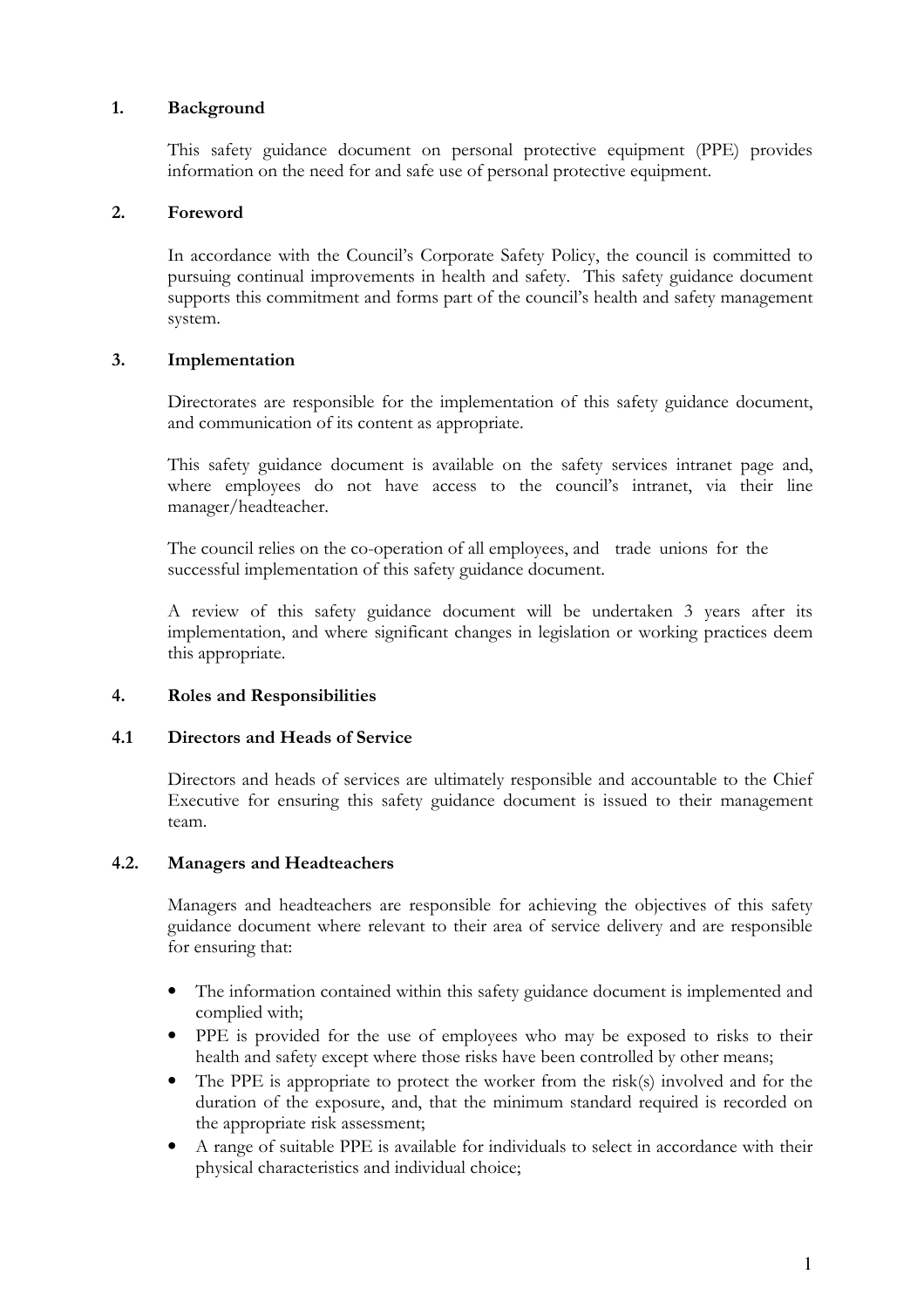## 1. Background

This safety guidance document on personal protective equipment (PPE) provides information on the need for and safe use of personal protective equipment.

## 2. Foreword

In accordance with the Council's Corporate Safety Policy, the council is committed to pursuing continual improvements in health and safety. This safety guidance document supports this commitment and forms part of the council's health and safety management system.

## 3. Implementation

Directorates are responsible for the implementation of this safety guidance document, and communication of its content as appropriate.

This safety guidance document is available on the safety services intranet page and, where employees do not have access to the council's intranet, via their line manager/headteacher.

The council relies on the co-operation of all employees, and trade unions for the successful implementation of this safety guidance document.

A review of this safety guidance document will be undertaken 3 years after its implementation, and where significant changes in legislation or working practices deem this appropriate.

## 4. Roles and Responsibilities

### 4.1 Directors and Heads of Service

Directors and heads of services are ultimately responsible and accountable to the Chief Executive for ensuring this safety guidance document is issued to their management team.

### 4.2. Managers and Headteachers

Managers and headteachers are responsible for achieving the objectives of this safety guidance document where relevant to their area of service delivery and are responsible for ensuring that:

- The information contained within this safety guidance document is implemented and complied with;
- PPE is provided for the use of employees who may be exposed to risks to their health and safety except where those risks have been controlled by other means;
- The PPE is appropriate to protect the worker from the risk(s) involved and for the duration of the exposure, and, that the minimum standard required is recorded on the appropriate risk assessment;
- A range of suitable PPE is available for individuals to select in accordance with their physical characteristics and individual choice;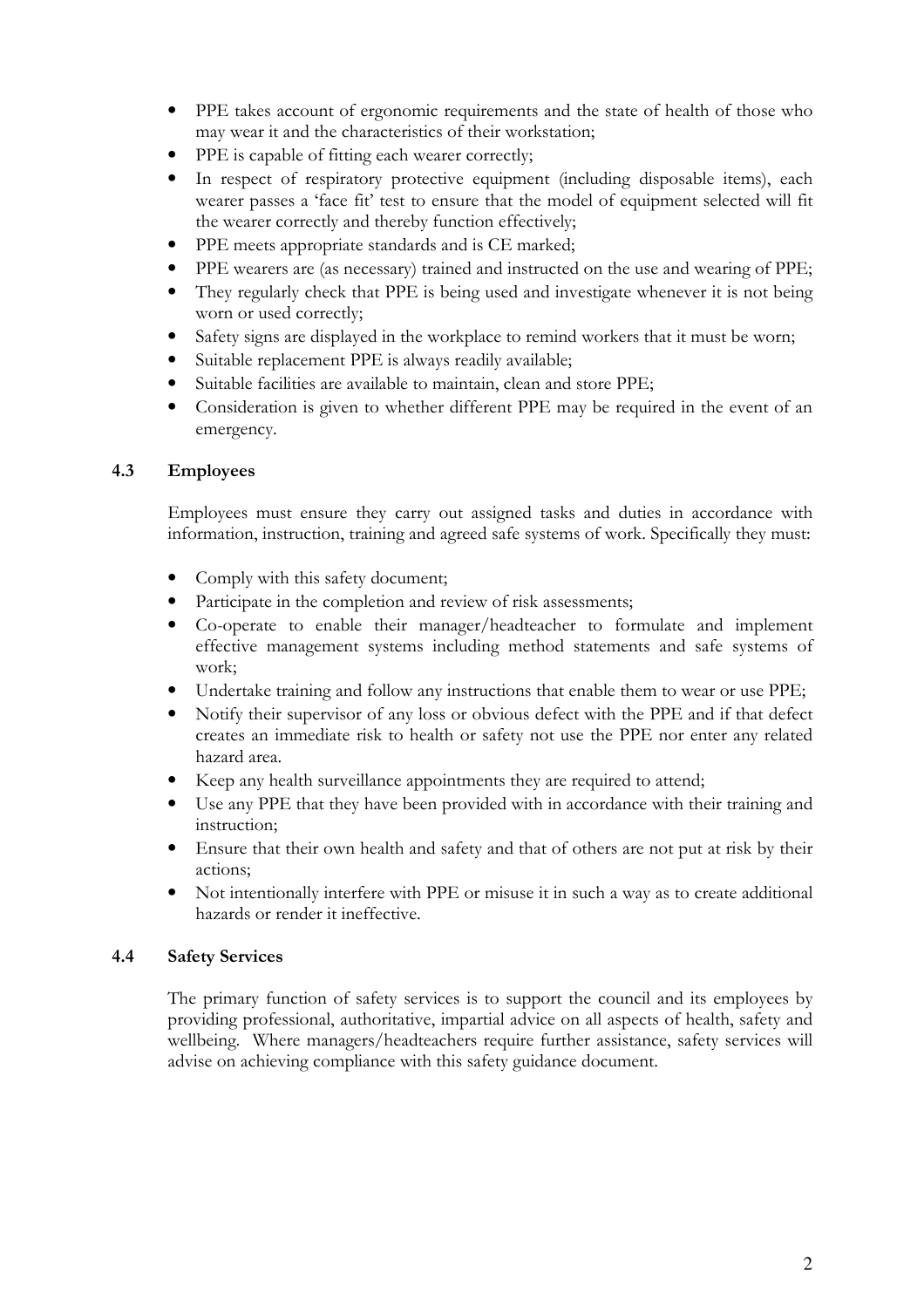- PPE takes account of ergonomic requirements and the state of health of those who may wear it and the characteristics of their workstation;
- PPE is capable of fitting each wearer correctly;
- In respect of respiratory protective equipment (including disposable items), each wearer passes a 'face fit' test to ensure that the model of equipment selected will fit the wearer correctly and thereby function effectively;
- PPE meets appropriate standards and is CE marked;
- PPE wearers are (as necessary) trained and instructed on the use and wearing of PPE;
- They regularly check that PPE is being used and investigate whenever it is not being worn or used correctly;
- Safety signs are displayed in the workplace to remind workers that it must be worn;
- Suitable replacement PPE is always readily available;
- Suitable facilities are available to maintain, clean and store PPE;
- Consideration is given to whether different PPE may be required in the event of an emergency.

### 4.3 Employees

Employees must ensure they carry out assigned tasks and duties in accordance with information, instruction, training and agreed safe systems of work. Specifically they must:

- Comply with this safety document;
- Participate in the completion and review of risk assessments;
- Co-operate to enable their manager/headteacher to formulate and implement effective management systems including method statements and safe systems of work;
- Undertake training and follow any instructions that enable them to wear or use PPE;
- Notify their supervisor of any loss or obvious defect with the PPE and if that defect creates an immediate risk to health or safety not use the PPE nor enter any related hazard area.
- Keep any health surveillance appointments they are required to attend;
- Use any PPE that they have been provided with in accordance with their training and instruction;
- Ensure that their own health and safety and that of others are not put at risk by their actions;
- Not intentionally interfere with PPE or misuse it in such a way as to create additional hazards or render it ineffective.

### 4.4 Safety Services

The primary function of safety services is to support the council and its employees by providing professional, authoritative, impartial advice on all aspects of health, safety and wellbeing. Where managers/headteachers require further assistance, safety services will advise on achieving compliance with this safety guidance document.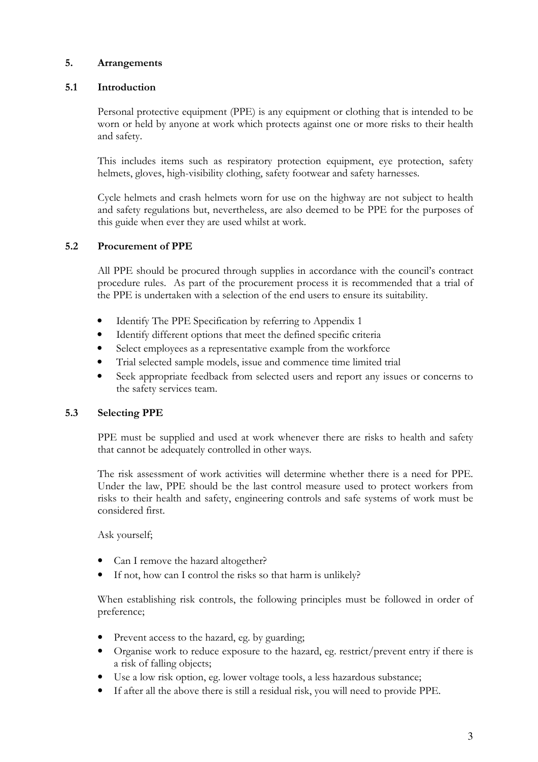## 5. Arrangements

### 5.1 Introduction

Personal protective equipment (PPE) is any equipment or clothing that is intended to be worn or held by anyone at work which protects against one or more risks to their health and safety.

This includes items such as respiratory protection equipment, eye protection, safety helmets, gloves, high-visibility clothing, safety footwear and safety harnesses.

Cycle helmets and crash helmets worn for use on the highway are not subject to health and safety regulations but, nevertheless, are also deemed to be PPE for the purposes of this guide when ever they are used whilst at work.

### 5.2 Procurement of PPE

All PPE should be procured through supplies in accordance with the council's contract procedure rules. As part of the procurement process it is recommended that a trial of the PPE is undertaken with a selection of the end users to ensure its suitability.

- Identify The PPE Specification by referring to Appendix 1
- Identify different options that meet the defined specific criteria
- Select employees as a representative example from the workforce
- Trial selected sample models, issue and commence time limited trial
- Seek appropriate feedback from selected users and report any issues or concerns to the safety services team.

### 5.3 Selecting PPE

PPE must be supplied and used at work whenever there are risks to health and safety that cannot be adequately controlled in other ways.

The risk assessment of work activities will determine whether there is a need for PPE. Under the law, PPE should be the last control measure used to protect workers from risks to their health and safety, engineering controls and safe systems of work must be considered first.

Ask yourself;

- Can I remove the hazard altogether?
- If not, how can I control the risks so that harm is unlikely?

When establishing risk controls, the following principles must be followed in order of preference;

- Prevent access to the hazard, eg. by guarding;
- Organise work to reduce exposure to the hazard, eg. restrict/prevent entry if there is a risk of falling objects;
- Use a low risk option, eg. lower voltage tools, a less hazardous substance;
- If after all the above there is still a residual risk, you will need to provide PPE.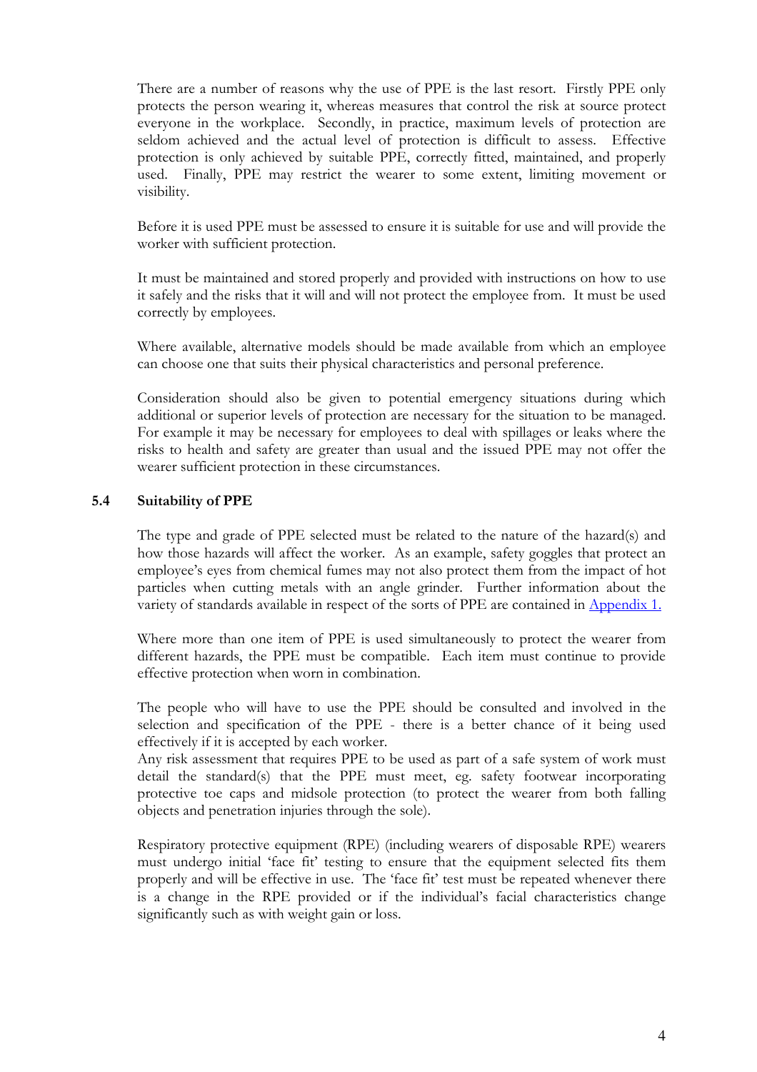There are a number of reasons why the use of PPE is the last resort. Firstly PPE only protects the person wearing it, whereas measures that control the risk at source protect everyone in the workplace. Secondly, in practice, maximum levels of protection are seldom achieved and the actual level of protection is difficult to assess. Effective protection is only achieved by suitable PPE, correctly fitted, maintained, and properly used. Finally, PPE may restrict the wearer to some extent, limiting movement or visibility.

Before it is used PPE must be assessed to ensure it is suitable for use and will provide the worker with sufficient protection.

It must be maintained and stored properly and provided with instructions on how to use it safely and the risks that it will and will not protect the employee from. It must be used correctly by employees.

Where available, alternative models should be made available from which an employee can choose one that suits their physical characteristics and personal preference.

Consideration should also be given to potential emergency situations during which additional or superior levels of protection are necessary for the situation to be managed. For example it may be necessary for employees to deal with spillages or leaks where the risks to health and safety are greater than usual and the issued PPE may not offer the wearer sufficient protection in these circumstances.

## 5.4 Suitability of PPE

The type and grade of PPE selected must be related to the nature of the hazard(s) and how those hazards will affect the worker. As an example, safety goggles that protect an employee's eyes from chemical fumes may not also protect them from the impact of hot particles when cutting metals with an angle grinder. Further information about the variety of standards available in respect of the sorts of PPE are contained in Appendix 1.

Where more than one item of PPE is used simultaneously to protect the wearer from different hazards, the PPE must be compatible. Each item must continue to provide effective protection when worn in combination.

The people who will have to use the PPE should be consulted and involved in the selection and specification of the PPE - there is a better chance of it being used effectively if it is accepted by each worker.

Any risk assessment that requires PPE to be used as part of a safe system of work must detail the standard(s) that the PPE must meet, eg. safety footwear incorporating protective toe caps and midsole protection (to protect the wearer from both falling objects and penetration injuries through the sole).

Respiratory protective equipment (RPE) (including wearers of disposable RPE) wearers must undergo initial 'face fit' testing to ensure that the equipment selected fits them properly and will be effective in use. The 'face fit' test must be repeated whenever there is a change in the RPE provided or if the individual's facial characteristics change significantly such as with weight gain or loss.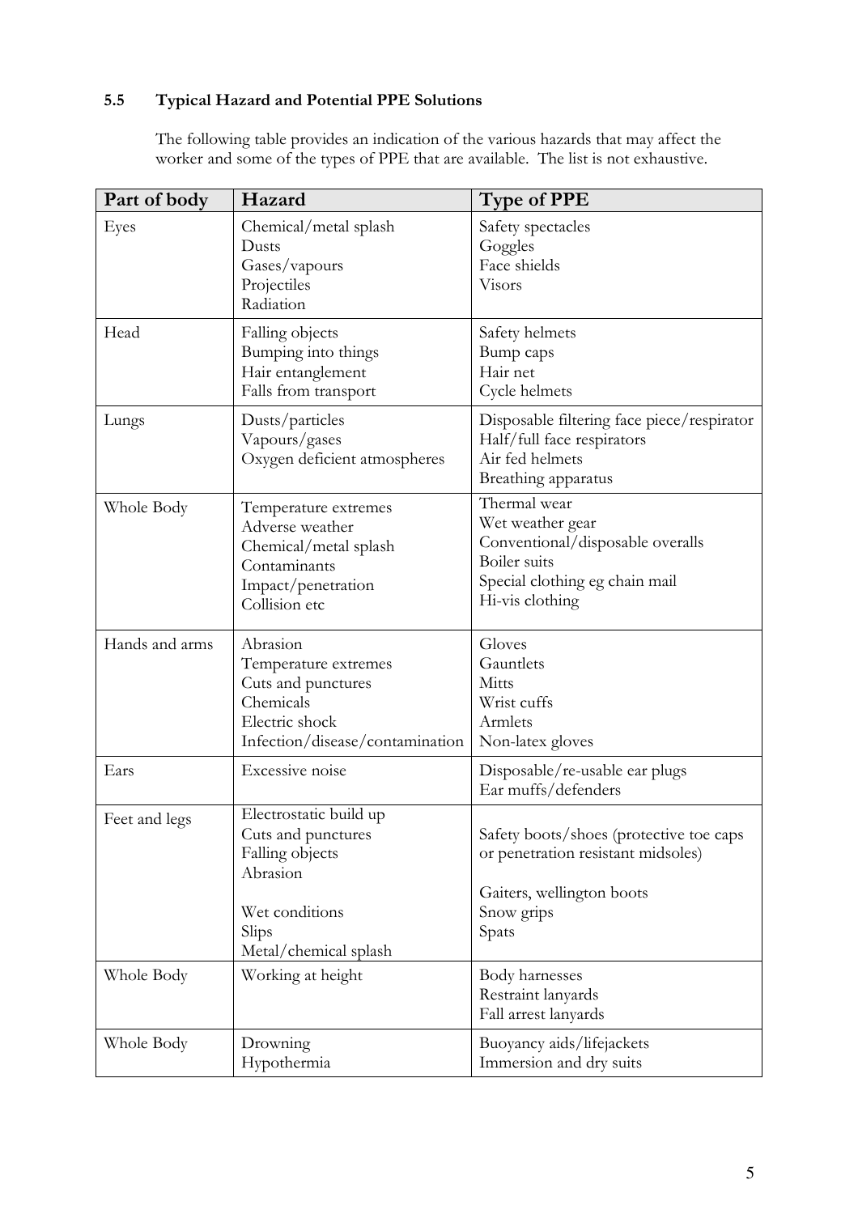### 5.5 Typical Hazard and Potential PPE Solutions

The following table provides an indication of the various hazards that may affect the worker and some of the types of PPE that are available. The list is not exhaustive.

| Part of body | Hazard | Type of PPE |
|---|---|---|
| Eyes | Chemical/metal splash<br>Dusts<br>Gases/vapours<br>Projectiles<br>Radiation | Safety spectacles<br>Goggles<br>Face shields<br>Visors |
| Head | Falling objects<br>Bumping into things<br>Hair entanglement<br>Falls from transport | Safety helmets<br>Bump caps<br>Hair net<br>Cycle helmets |
| Lungs | Dusts/particles<br>Vapours/gases<br>Oxygen deficient atmospheres | Disposable filtering face piece/respirator<br>Half/full face respirators<br>Air fed helmets<br>Breathing apparatus |
| Whole Body | Temperature extremes<br>Adverse weather<br>Chemical/metal splash<br>Contaminants<br>Impact/penetration<br>Collision etc | Thermal wear<br>Wet weather gear<br>Conventional/disposable overalls<br>Boiler suits<br>Special clothing eg chain mail<br>Hi-vis clothing |
| Hands and arms | Abrasion<br>Temperature extremes<br>Cuts and punctures<br>Chemicals<br>Electric shock<br>Infection/disease/contamination | Gloves<br>Gauntlets<br>Mitts<br>Wrist cuffs<br>Armlets<br>Non-latex gloves |
| Ears | Excessive noise | Disposable/re-usable ear plugs<br>Ear muffs/defenders |
| Feet and legs | Electrostatic build up<br>Cuts and punctures<br>Falling objects<br>Abrasion<br>Wet conditions<br>Slips<br>Metal/chemical splash | Safety boots/shoes (protective toe caps or penetration resistant midsoles)<br>Gaiters, wellington boots<br>Snow grips<br>Spats |
| Whole Body | Working at height | Body harnesses<br>Restraint lanyards<br>Fall arrest lanyards |
| Whole Body | Drowning<br>Hypothermia | Buoyancy aids/lifejackets<br>Immersion and dry suits |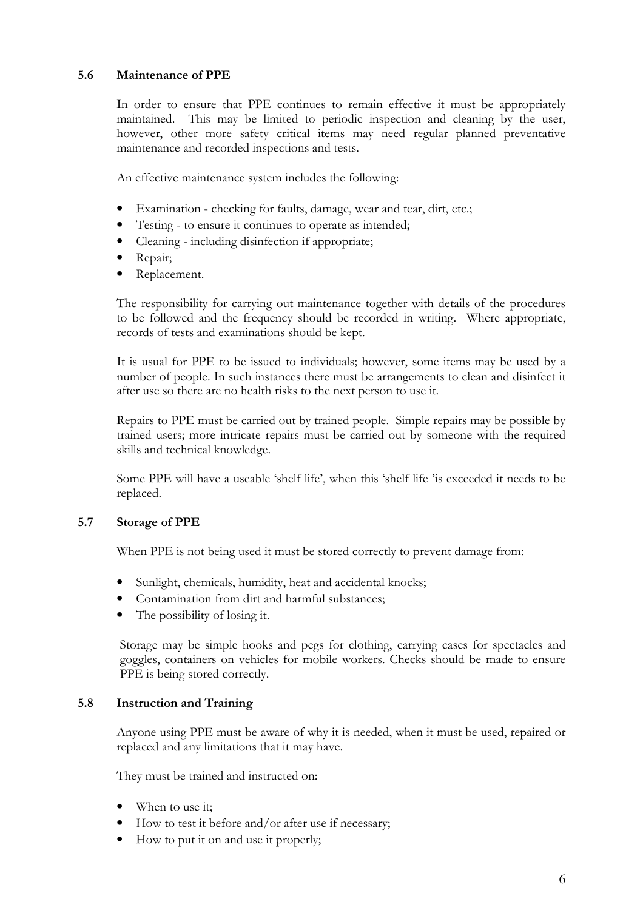### 5.6 Maintenance of PPE

In order to ensure that PPE continues to remain effective it must be appropriately maintained. This may be limited to periodic inspection and cleaning by the user, however, other more safety critical items may need regular planned preventative maintenance and recorded inspections and tests.

An effective maintenance system includes the following:

- Examination - checking for faults, damage, wear and tear, dirt, etc.;
- Testing - to ensure it continues to operate as intended;
- Cleaning - including disinfection if appropriate;
- Repair;
- Replacement.

The responsibility for carrying out maintenance together with details of the procedures to be followed and the frequency should be recorded in writing. Where appropriate, records of tests and examinations should be kept.

It is usual for PPE to be issued to individuals; however, some items may be used by a number of people. In such instances there must be arrangements to clean and disinfect it after use so there are no health risks to the next person to use it.

Repairs to PPE must be carried out by trained people. Simple repairs may be possible by trained users; more intricate repairs must be carried out by someone with the required skills and technical knowledge.

Some PPE will have a useable 'shelf life', when this 'shelf life 'is exceeded it needs to be replaced.

### 5.7 Storage of PPE

When PPE is not being used it must be stored correctly to prevent damage from:

- Sunlight, chemicals, humidity, heat and accidental knocks;
- Contamination from dirt and harmful substances;
- The possibility of losing it.

Storage may be simple hooks and pegs for clothing, carrying cases for spectacles and goggles, containers on vehicles for mobile workers. Checks should be made to ensure PPE is being stored correctly.

### 5.8 Instruction and Training

Anyone using PPE must be aware of why it is needed, when it must be used, repaired or replaced and any limitations that it may have.

They must be trained and instructed on:

- When to use it;
- How to test it before and/or after use if necessary;
- How to put it on and use it properly;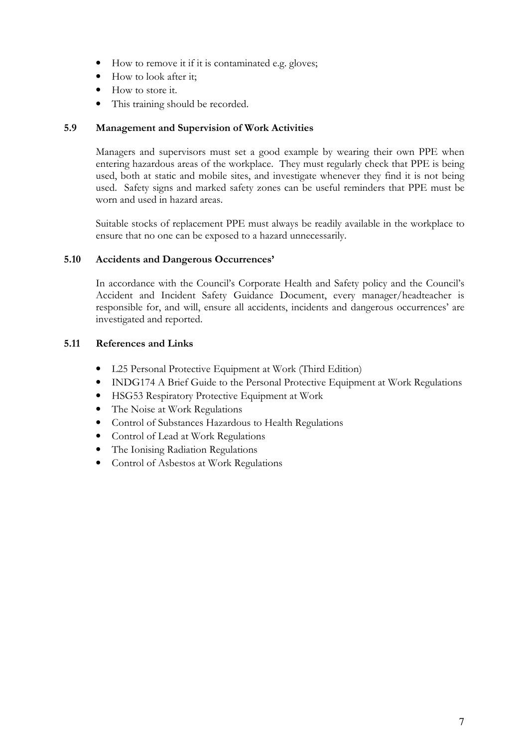- How to remove it if it is contaminated e.g. gloves;
- How to look after it;
- How to store it.
- This training should be recorded.

### 5.9 Management and Supervision of Work Activities

Managers and supervisors must set a good example by wearing their own PPE when entering hazardous areas of the workplace. They must regularly check that PPE is being used, both at static and mobile sites, and investigate whenever they find it is not being used. Safety signs and marked safety zones can be useful reminders that PPE must be worn and used in hazard areas.

Suitable stocks of replacement PPE must always be readily available in the workplace to ensure that no one can be exposed to a hazard unnecessarily.

### 5.10 Accidents and Dangerous Occurrences'

In accordance with the Council's Corporate Health and Safety policy and the Council's Accident and Incident Safety Guidance Document, every manager/headteacher is responsible for, and will, ensure all accidents, incidents and dangerous occurrences' are investigated and reported.

### 5.11 References and Links

- L25 Personal Protective Equipment at Work (Third Edition)
- INDG174 A Brief Guide to the Personal Protective Equipment at Work Regulations
- HSG53 Respiratory Protective Equipment at Work
- The Noise at Work Regulations
- Control of Substances Hazardous to Health Regulations
- Control of Lead at Work Regulations
- The Ionising Radiation Regulations
- Control of Asbestos at Work Regulations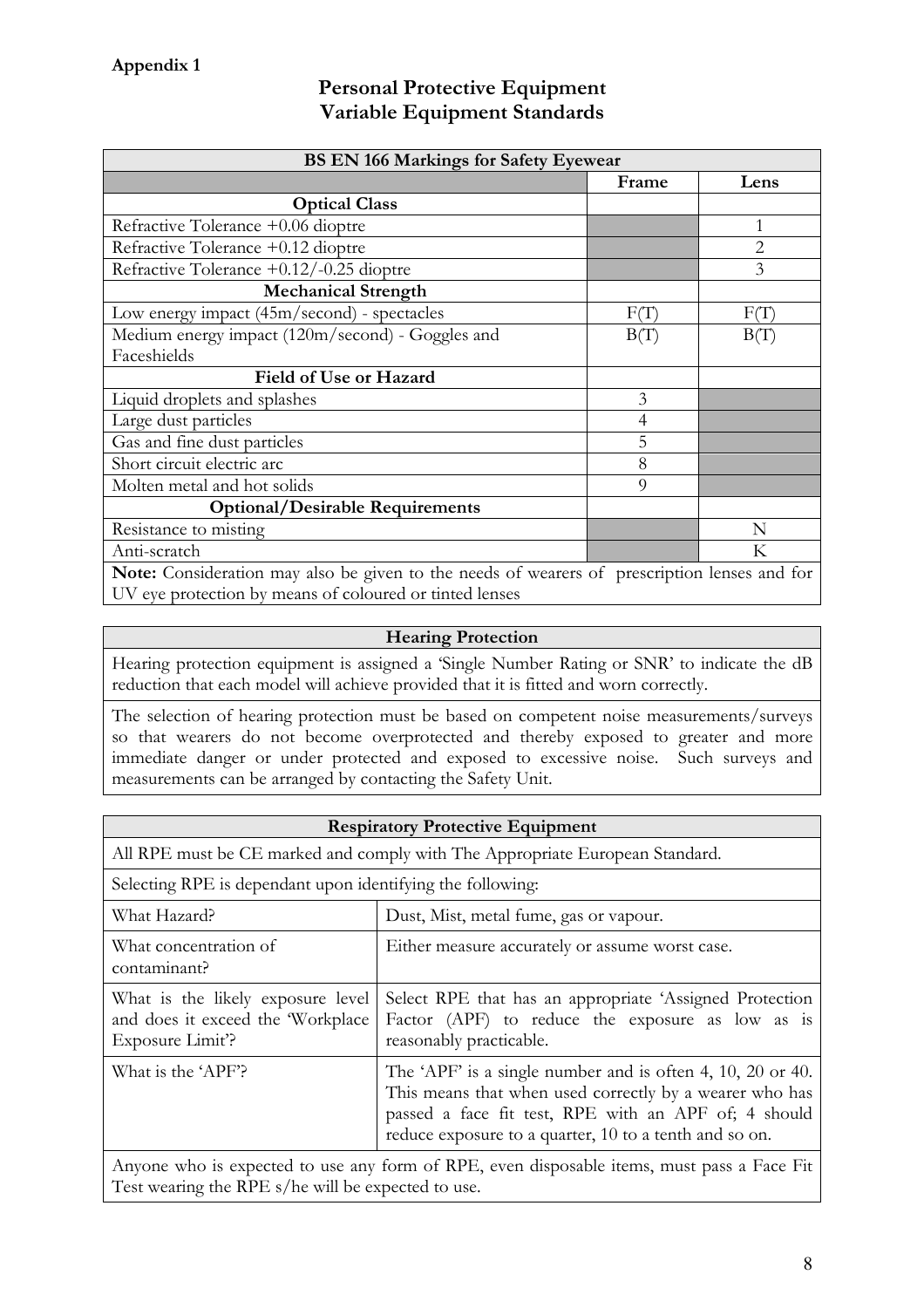**Appendix 1**

# Personal Protective Equipment
# Variable Equipment Standards

| BS EN 166 Markings for Safety Eyewear | | |
|---|---|---|
| | **Frame** | **Lens** |
| **Optical Class** | | |
| Refractive Tolerance +0.06 dioptre | | 1 |
| Refractive Tolerance +0.12 dioptre | | 2 |
| Refractive Tolerance +0.12/-0.25 dioptre | | 3 |
| **Mechanical Strength** | | |
| Low energy impact (45m/second) - spectacles | F(T) | F(T) |
| Medium energy impact (120m/second) - Goggles and Faceshields | B(T) | B(T) |
| **Field of Use or Hazard** | | |
| Liquid droplets and splashes | 3 | |
| Large dust particles | 4 | |
| Gas and fine dust particles | 5 | |
| Short circuit electric arc | 8 | |
| Molten metal and hot solids | 9 | |
| **Optional/Desirable Requirements** | | |
| Resistance to misting | | N |
| Anti-scratch | | K |
| **Note:** Consideration may also be given to the needs of wearers of prescription lenses and for UV eye protection by means of coloured or tinted lenses | | |

| Hearing Protection |
|---|
| Hearing protection equipment is assigned a 'Single Number Rating or SNR' to indicate the dB reduction that each model will achieve provided that it is fitted and worn correctly. |
| The selection of hearing protection must be based on competent noise measurements/surveys so that wearers do not become overprotected and thereby exposed to greater and more immediate danger or under protected and exposed to excessive noise. Such surveys and measurements can be arranged by contacting the Safety Unit. |

| Respiratory Protective Equipment | |
|---|---|
| All RPE must be CE marked and comply with The Appropriate European Standard. | |
| Selecting RPE is dependant upon identifying the following: | |
| What Hazard? | Dust, Mist, metal fume, gas or vapour. |
| What concentration of contaminant? | Either measure accurately or assume worst case. |
| What is the likely exposure level and does it exceed the 'Workplace Exposure Limit'? | Select RPE that has an appropriate 'Assigned Protection Factor (APF) to reduce the exposure as low as is reasonably practicable. |
| What is the 'APF'? | The 'APF' is a single number and is often 4, 10, 20 or 40. This means that when used correctly by a wearer who has passed a face fit test, RPE with an APF of; 4 should reduce exposure to a quarter, 10 to a tenth and so on. |
| Anyone who is expected to use any form of RPE, even disposable items, must pass a Face Fit Test wearing the RPE s/he will be expected to use. | |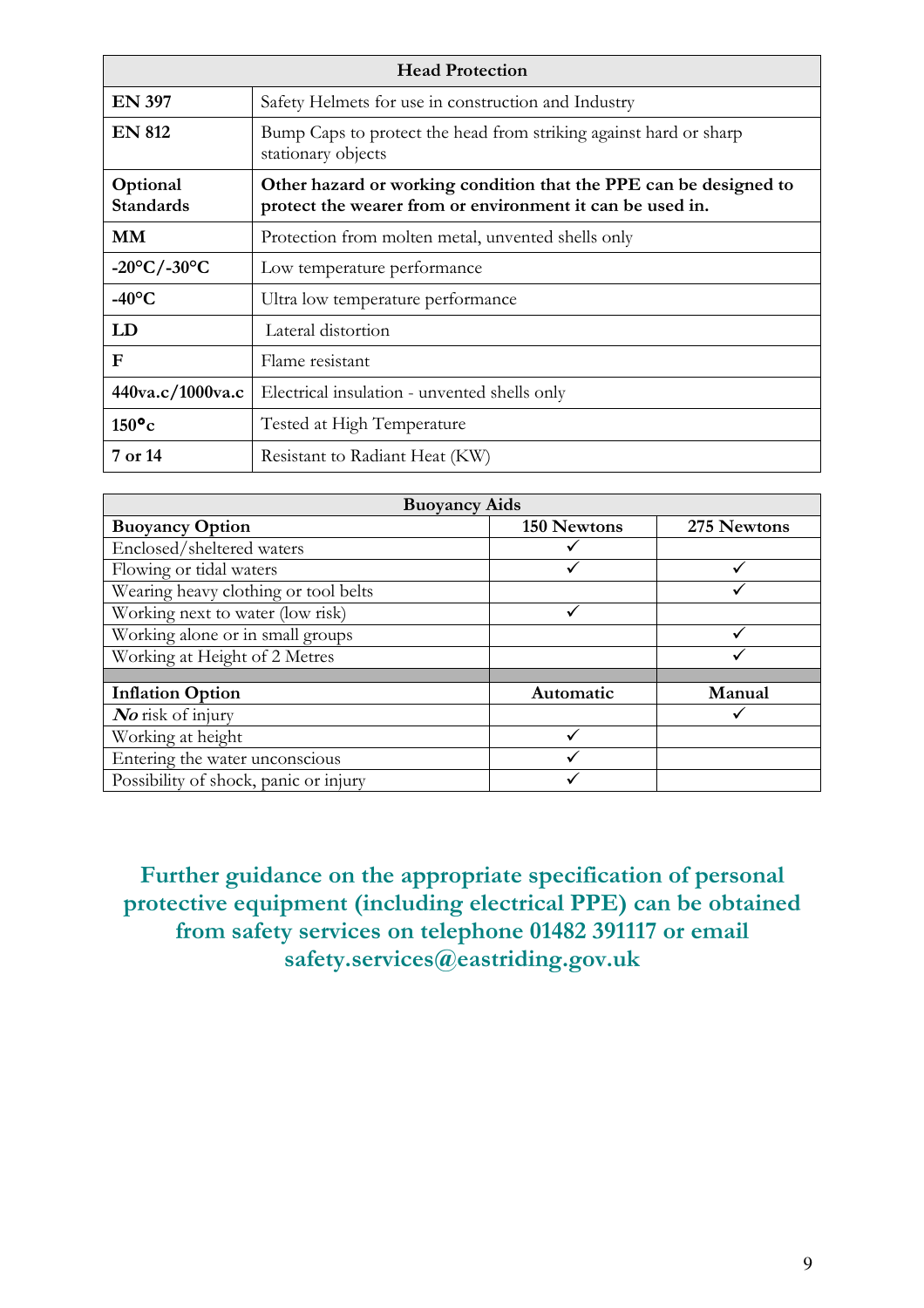| Head Protection | |
|---|---|
| **EN 397** | Safety Helmets for use in construction and Industry |
| **EN 812** | Bump Caps to protect the head from striking against hard or sharp stationary objects |
| **Optional Standards** | **Other hazard or working condition that the PPE can be designed to protect the wearer from or environment it can be used in.** |
| **MM** | Protection from molten metal, unvented shells only |
| **-20°C/-30°C** | Low temperature performance |
| **-40°C** | Ultra low temperature performance |
| **LD** | Lateral distortion |
| **F** | Flame resistant |
| **440va.c/1000va.c** | Electrical insulation - unvented shells only |
| **150°c** | Tested at High Temperature |
| **7 or 14** | Resistant to Radiant Heat (KW) |

| Buoyancy Aids | | |
|---|---|---|
| **Buoyancy Option** | **150 Newtons** | **275 Newtons** |
| Enclosed/sheltered waters | ✓ | |
| Flowing or tidal waters | ✓ | ✓ |
| Wearing heavy clothing or tool belts | | ✓ |
| Working next to water (low risk) | ✓ | |
| Working alone or in small groups | | ✓ |
| Working at Height of 2 Metres | | ✓ |
| | | |
| **Inflation Option** | **Automatic** | **Manual** |
| ***No*** risk of injury | | ✓ |
| Working at height | ✓ | |
| Entering the water unconscious | ✓ | |
| Possibility of shock, panic or injury | ✓ | |

**Further guidance on the appropriate specification of personal protective equipment (including electrical PPE) can be obtained from safety services on telephone 01482 391117 or email safety.services@eastriding.gov.uk**